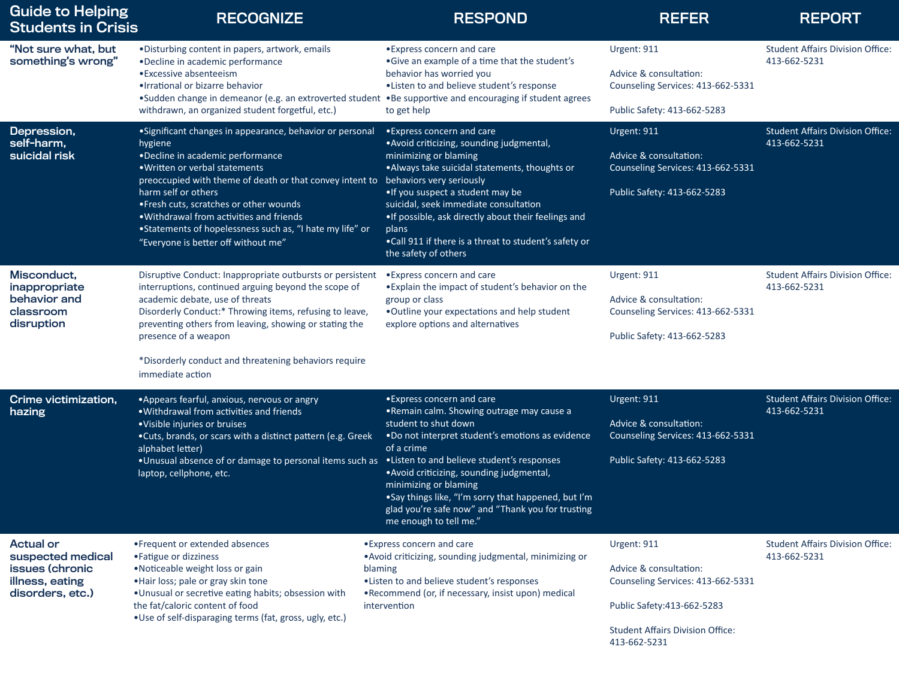| Guide to Helping Students in Crisis | RECOGNIZE | RESPOND | REFER | REPORT |
|---|---|---|---|---|
| "Not sure what, but something's wrong" | •Disturbing content in papers, artwork, emails<br>•Decline in academic performance<br>•Excessive absenteeism<br>•Irrational or bizarre behavior<br>•Sudden change in demeanor (e.g. an extroverted student withdrawn, an organized student forgetful, etc.) | •Express concern and care<br>•Give an example of a time that the student's behavior has worried you<br>•Listen to and believe student's response<br>•Be supportive and encouraging if student agrees to get help | Urgent: 911<br><br>Advice & consultation: Counseling Services: 413-662-5331<br><br>Public Safety: 413-662-5283 | Student Affairs Division Office: 413-662-5231 |
| Depression, self-harm, suicidal risk | •Significant changes in appearance, behavior or personal hygiene<br>•Decline in academic performance<br>•Written or verbal statements preoccupied with theme of death or that convey intent to harm self or others<br>•Fresh cuts, scratches or other wounds<br>•Withdrawal from activities and friends<br>•Statements of hopelessness such as, "I hate my life" or "Everyone is better off without me" | •Express concern and care<br>•Avoid criticizing, sounding judgmental, minimizing or blaming<br>•Always take suicidal statements, thoughts or behaviors very seriously<br>•If you suspect a student may be suicidal, seek immediate consultation<br>•If possible, ask directly about their feelings and plans<br>•Call 911 if there is a threat to student's safety or the safety of others | Urgent: 911<br><br>Advice & consultation: Counseling Services: 413-662-5331<br><br>Public Safety: 413-662-5283 | Student Affairs Division Office: 413-662-5231 |
| Misconduct, inappropriate behavior and classroom disruption | Disruptive Conduct: Inappropriate outbursts or persistent interruptions, continued arguing beyond the scope of academic debate, use of threats<br>Disorderly Conduct:* Throwing items, refusing to leave, preventing others from leaving, showing or stating the presence of a weapon<br><br>*Disorderly conduct and threatening behaviors require immediate action | •Express concern and care<br>•Explain the impact of student's behavior on the group or class<br>•Outline your expectations and help student explore options and alternatives | Urgent: 911<br><br>Advice & consultation: Counseling Services: 413-662-5331<br><br>Public Safety: 413-662-5283 | Student Affairs Division Office: 413-662-5231 |
| Crime victimization, hazing | •Appears fearful, anxious, nervous or angry<br>•Withdrawal from activities and friends<br>•Visible injuries or bruises<br>•Cuts, brands, or scars with a distinct pattern (e.g. Greek alphabet letter)<br>•Unusual absence of or damage to personal items such as laptop, cellphone, etc. | •Express concern and care<br>•Remain calm. Showing outrage may cause a student to shut down<br>•Do not interpret student's emotions as evidence of a crime<br>•Listen to and believe student's responses<br>•Avoid criticizing, sounding judgmental, minimizing or blaming<br>•Say things like, "I'm sorry that happened, but I'm glad you're safe now" and "Thank you for trusting me enough to tell me." | Urgent: 911<br><br>Advice & consultation: Counseling Services: 413-662-5331<br><br>Public Safety: 413-662-5283 | Student Affairs Division Office: 413-662-5231 |
| Actual or suspected medical issues (chronic illness, eating disorders, etc.) | •Frequent or extended absences<br>•Fatigue or dizziness<br>•Noticeable weight loss or gain<br>•Hair loss; pale or gray skin tone<br>•Unusual or secretive eating habits; obsession with the fat/caloric content of food<br>•Use of self-disparaging terms (fat, gross, ugly, etc.) | •Express concern and care<br>•Avoid criticizing, sounding judgmental, minimizing or blaming<br>•Listen to and believe student's responses<br>•Recommend (or, if necessary, insist upon) medical intervention | Urgent: 911<br><br>Advice & consultation: Counseling Services: 413-662-5331<br><br>Public Safety:413-662-5283<br><br>Student Affairs Division Office: 413-662-5231 | Student Affairs Division Office: 413-662-5231 |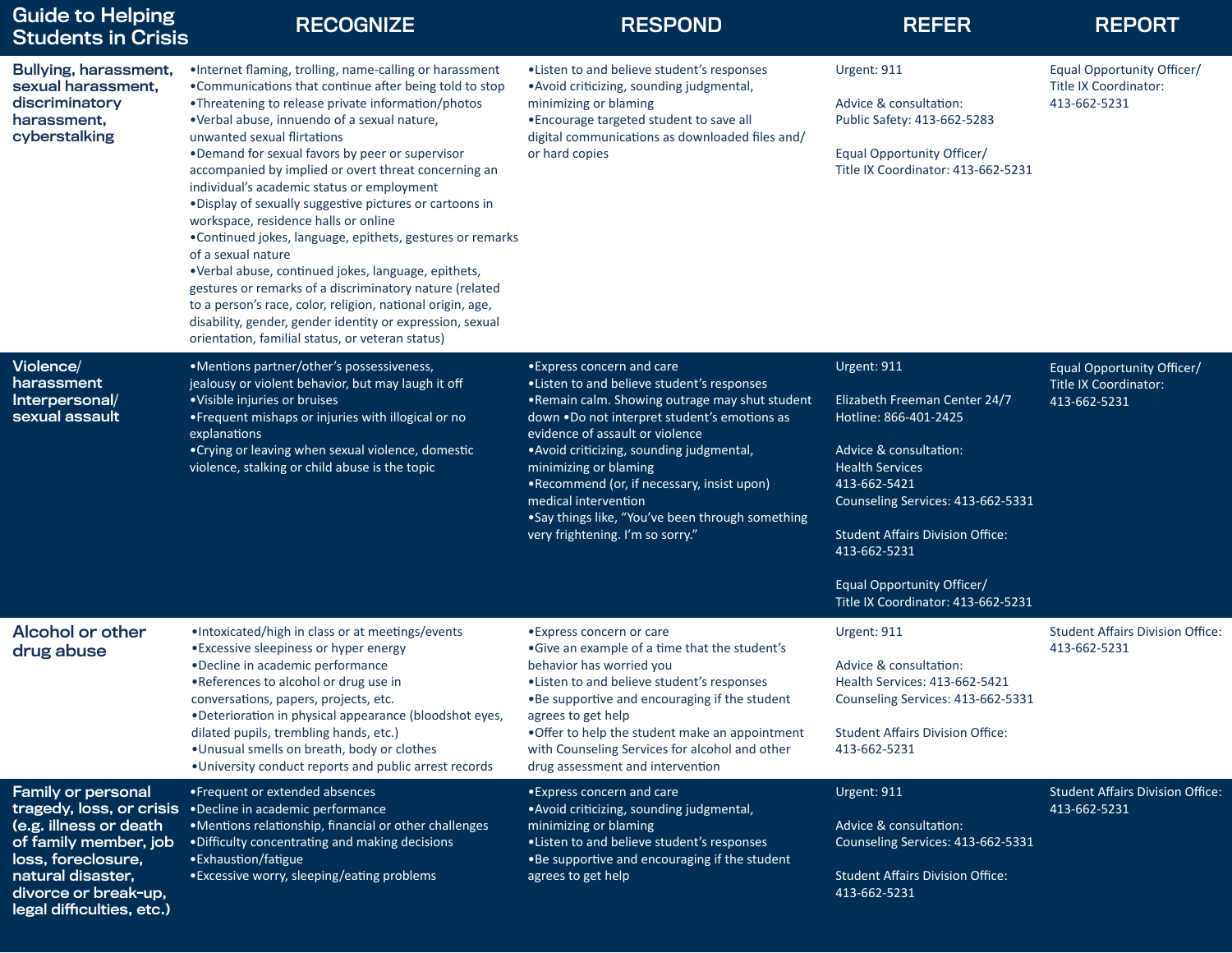| Guide to Helping Students in Crisis | RECOGNIZE | RESPOND | REFER | REPORT |
|---|---|---|---|---|
| **Bullying, harassment, sexual harassment, discriminatory harassment, cyberstalking** | •Internet flaming, trolling, name-calling or harassment<br>•Communications that continue after being told to stop<br>•Threatening to release private information/photos<br>•Verbal abuse, innuendo of a sexual nature, unwanted sexual flirtations<br>•Demand for sexual favors by peer or supervisor accompanied by implied or overt threat concerning an individual's academic status or employment<br>•Display of sexually suggestive pictures or cartoons in workspace, residence halls or online<br>•Continued jokes, language, epithets, gestures or remarks of a sexual nature<br>•Verbal abuse, continued jokes, language, epithets, gestures or remarks of a discriminatory nature (related to a person's race, color, religion, national origin, age, disability, gender, gender identity or expression, sexual orientation, familial status, or veteran status) | •Listen to and believe student's responses<br>•Avoid criticizing, sounding judgmental, minimizing or blaming<br>•Encourage targeted student to save all digital communications as downloaded files and/or hard copies | Urgent: 911<br><br>Advice & consultation:<br>Public Safety: 413-662-5283<br><br>Equal Opportunity Officer/ Title IX Coordinator: 413-662-5231 | Equal Opportunity Officer/ Title IX Coordinator: 413-662-5231 |
| **Violence/ harassment Interpersonal/ sexual assault** | •Mentions partner/other's possessiveness, jealousy or violent behavior, but may laugh it off<br>•Visible injuries or bruises<br>•Frequent mishaps or injuries with illogical or no explanations<br>•Crying or leaving when sexual violence, domestic violence, stalking or child abuse is the topic | •Express concern and care<br>•Listen to and believe student's responses<br>•Remain calm. Showing outrage may shut student down •Do not interpret student's emotions as evidence of assault or violence<br>•Avoid criticizing, sounding judgmental, minimizing or blaming<br>•Recommend (or, if necessary, insist upon) medical intervention<br>•Say things like, "You've been through something very frightening. I'm so sorry." | Urgent: 911<br><br>Elizabeth Freeman Center 24/7 Hotline: 866-401-2425<br><br>Advice & consultation:<br>Health Services 413-662-5421<br>Counseling Services: 413-662-5331<br><br>Student Affairs Division Office: 413-662-5231<br><br>Equal Opportunity Officer/ Title IX Coordinator: 413-662-5231 | Equal Opportunity Officer/ Title IX Coordinator: 413-662-5231 |
| **Alcohol or other drug abuse** | •Intoxicated/high in class or at meetings/events<br>•Excessive sleepiness or hyper energy<br>•Decline in academic performance<br>•References to alcohol or drug use in conversations, papers, projects, etc.<br>•Deterioration in physical appearance (bloodshot eyes, dilated pupils, trembling hands, etc.)<br>•Unusual smells on breath, body or clothes<br>•University conduct reports and public arrest records | •Express concern or care<br>•Give an example of a time that the student's behavior has worried you<br>•Listen to and believe student's responses<br>•Be supportive and encouraging if the student agrees to get help<br>•Offer to help the student make an appointment with Counseling Services for alcohol and other drug assessment and intervention | Urgent: 911<br><br>Advice & consultation:<br>Health Services: 413-662-5421<br>Counseling Services: 413-662-5331<br><br>Student Affairs Division Office: 413-662-5231 | Student Affairs Division Office: 413-662-5231 |
| **Family or personal tragedy, loss, or crisis (e.g. illness or death of family member, job loss, foreclosure, natural disaster, divorce or break-up, legal difficulties, etc.)** | •Frequent or extended absences<br>•Decline in academic performance<br>•Mentions relationship, financial or other challenges<br>•Difficulty concentrating and making decisions<br>•Exhaustion/fatigue<br>•Excessive worry, sleeping/eating problems | •Express concern and care<br>•Avoid criticizing, sounding judgmental, minimizing or blaming<br>•Listen to and believe student's responses<br>•Be supportive and encouraging if the student agrees to get help | Urgent: 911<br><br>Advice & consultation:<br>Counseling Services: 413-662-5331<br><br>Student Affairs Division Office: 413-662-5231 | Student Affairs Division Office: 413-662-5231 |